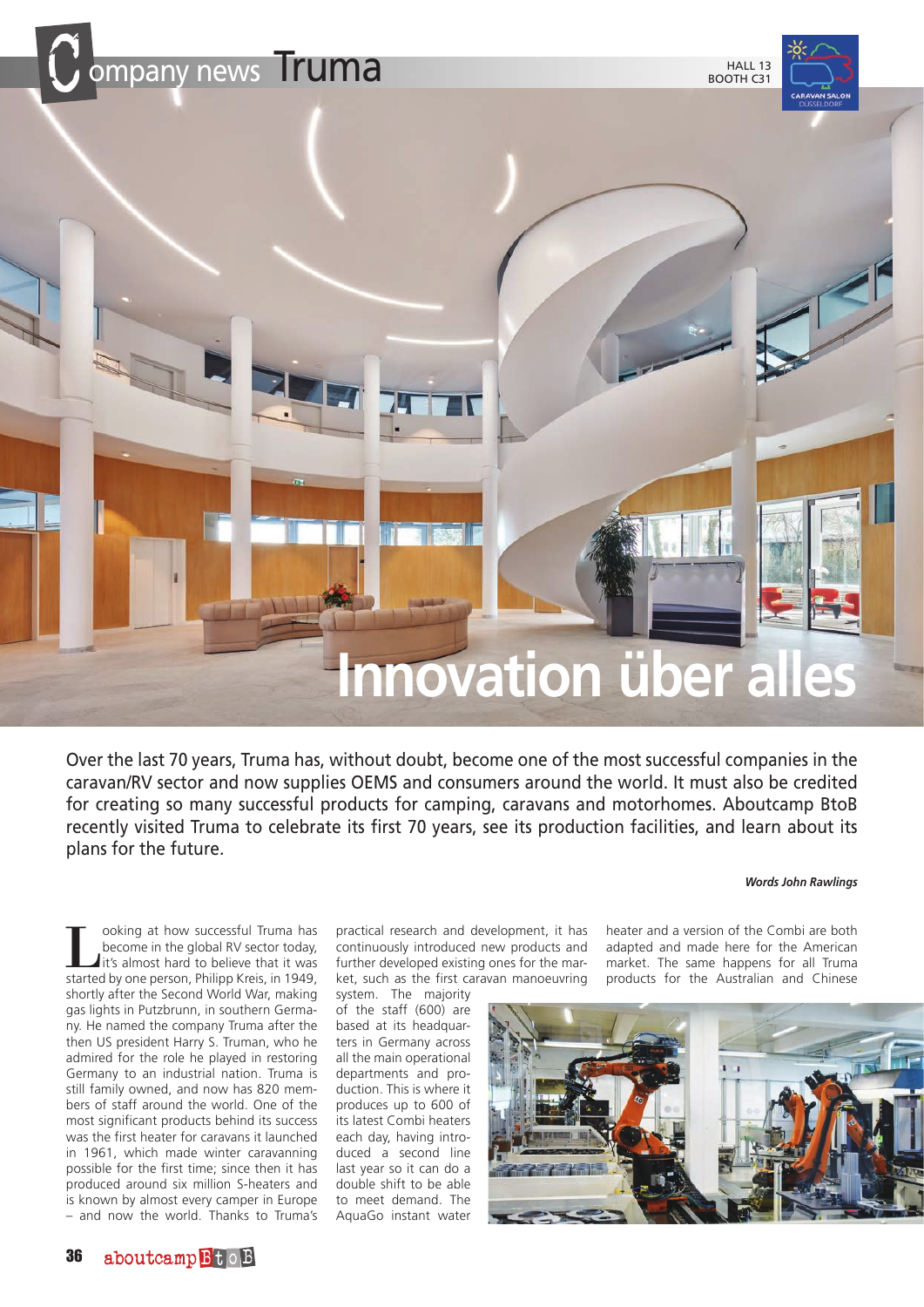# Company news Truma

HALL 13
BOOTH C31

# Innovation über alles

Over the last 70 years, Truma has, without doubt, become one of the most successful companies in the caravan/RV sector and now supplies OEMS and consumers around the world. It must also be credited for creating so many successful products for camping, caravans and motorhomes. Aboutcamp BtoB recently visited Truma to celebrate its first 70 years, see its production facilities, and learn about its plans for the future.

***Words John Rawlings***

Looking at how successful Truma has become in the global RV sector today, it's almost hard to believe that it was started by one person, Philipp Kreis, in 1949, shortly after the Second World War, making gas lights in Putzbrunn, in southern Germany. He named the company Truma after the then US president Harry S. Truman, who he admired for the role he played in restoring Germany to an industrial nation. Truma is still family owned, and now has 820 members of staff around the world. One of the most significant products behind its success was the first heater for caravans it launched in 1961, which made winter caravanning possible for the first time; since then it has produced around six million S-heaters and is known by almost every camper in Europe – and now the world. Thanks to Truma's practical research and development, it has continuously introduced new products and further developed existing ones for the market, such as the first caravan manoeuvring system. The majority of the staff (600) are based at its headquarters in Germany across all the main operational departments and production. This is where it produces up to 600 of its latest Combi heaters each day, having introduced a second line last year so it can do a double shift to be able to meet demand. The AquaGo instant water heater and a version of the Combi are both adapted and made here for the American market. The same happens for all Truma products for the Australian and Chinese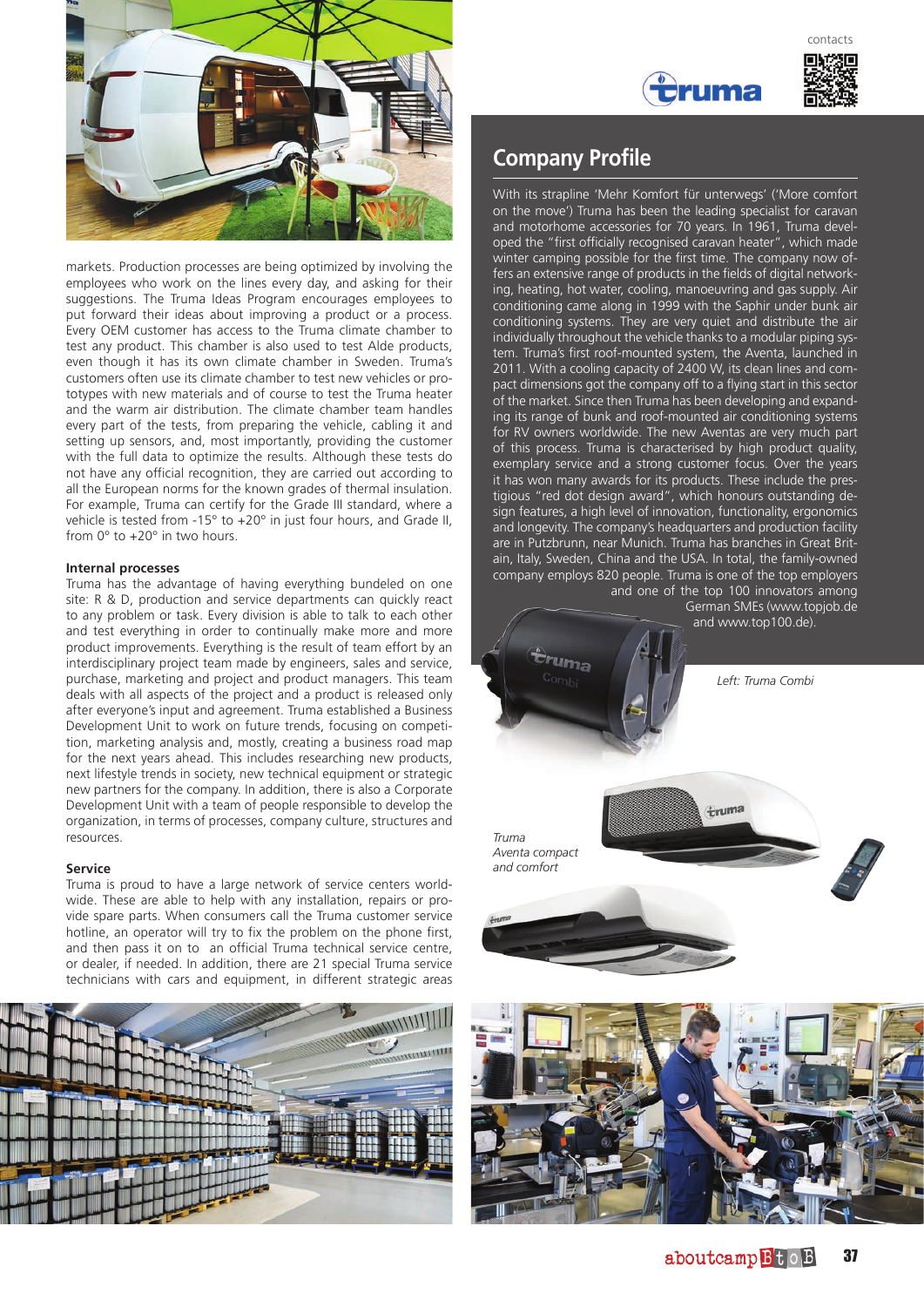markets. Production processes are being optimized by involving the employees who work on the lines every day, and asking for their suggestions. The Truma Ideas Program encourages employees to put forward their ideas about improving a product or a process. Every OEM customer has access to the Truma climate chamber to test any product. This chamber is also used to test Alde products, even though it has its own climate chamber in Sweden. Truma's customers often use its climate chamber to test new vehicles or prototypes with new materials and of course to test the Truma heater and the warm air distribution. The climate chamber team handles every part of the tests, from preparing the vehicle, cabling it and setting up sensors, and, most importantly, providing the customer with the full data to optimize the results. Although these tests do not have any official recognition, they are carried out according to all the European norms for the known grades of thermal insulation. For example, Truma can certify for the Grade III standard, where a vehicle is tested from -15° to +20° in just four hours, and Grade II, from 0° to +20° in two hours.

### Internal processes

Truma has the advantage of having everything bundeled on one site: R & D, production and service departments can quickly react to any problem or task. Every division is able to talk to each other and test everything in order to continually make more and more product improvements. Everything is the result of team effort by an interdisciplinary project team made by engineers, sales and service, purchase, marketing and project and product managers. This team deals with all aspects of the project and a product is released only after everyone's input and agreement. Truma established a Business Development Unit to work on future trends, focusing on competition, marketing analysis and, mostly, creating a business road map for the next years ahead. This includes researching new products, next lifestyle trends in society, new technical equipment or strategic new partners for the company. In addition, there is also a Corporate Development Unit with a team of people responsible to develop the organization, in terms of processes, company culture, structures and resources.

### Service

Truma is proud to have a large network of service centers worldwide. These are able to help with any installation, repairs or provide spare parts. When consumers call the Truma customer service hotline, an operator will try to fix the problem on the phone first, and then pass it on to an official Truma technical service centre, or dealer, if needed. In addition, there are 21 special Truma service technicians with cars and equipment, in different strategic areas

contacts

## Company Profile

With its strapline 'Mehr Komfort für unterwegs' ('More comfort on the move') Truma has been the leading specialist for caravan and motorhome accessories for 70 years. In 1961, Truma developed the "first officially recognised caravan heater", which made winter camping possible for the first time. The company now offers an extensive range of products in the fields of digital networking, heating, hot water, cooling, manoeuvring and gas supply. Air conditioning came along in 1999 with the Saphir under bunk air conditioning systems. They are very quiet and distribute the air individually throughout the vehicle thanks to a modular piping system. Truma's first roof-mounted system, the Aventa, launched in 2011. With a cooling capacity of 2400 W, its clean lines and compact dimensions got the company off to a flying start in this sector of the market. Since then Truma has been developing and expanding its range of bunk and roof-mounted air conditioning systems for RV owners worldwide. The new Aventas are very much part of this process. Truma is characterised by high product quality, exemplary service and a strong customer focus. Over the years it has won many awards for its products. These include the prestigious "red dot design award", which honours outstanding design features, a high level of innovation, functionality, ergonomics and longevity. The company's headquarters and production facility are in Putzbrunn, near Munich. Truma has branches in Great Britain, Italy, Sweden, China and the USA. In total, the family-owned company employs 820 people. Truma is one of the top employers and one of the top 100 innovators among German SMEs (www.topjob.de and www.top100.de).

*Left: Truma Combi*

*Truma Aventa compact and comfort*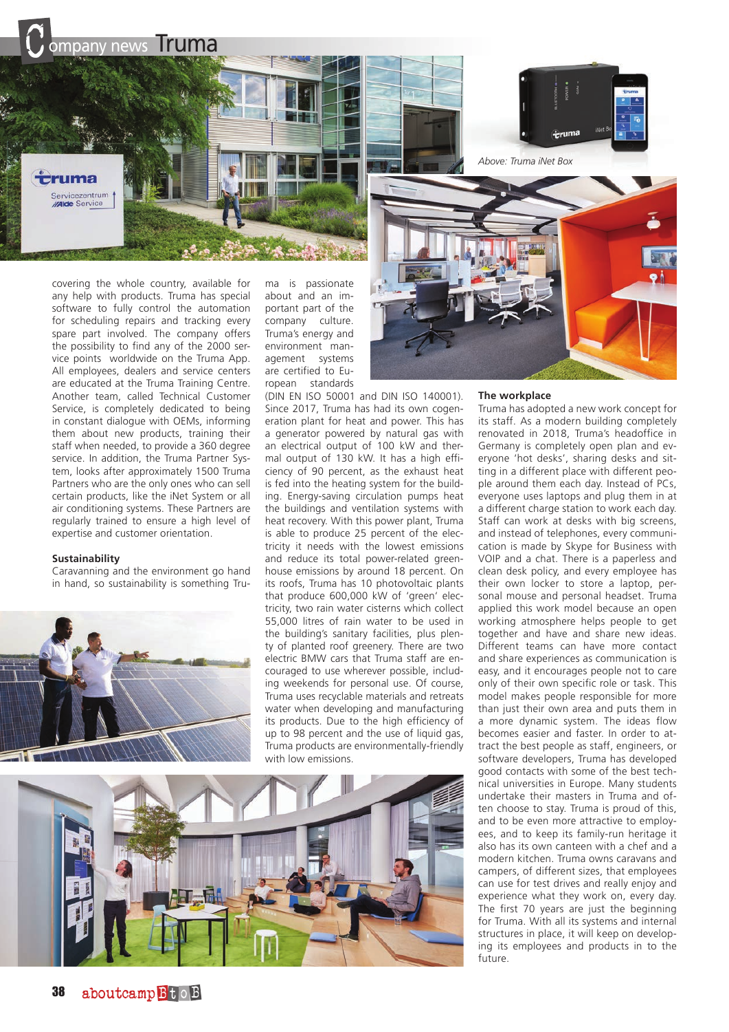covering the whole country, available for any help with products. Truma has special software to fully control the automation for scheduling repairs and tracking every spare part involved. The company offers the possibility to find any of the 2000 service points worldwide on the Truma App. All employees, dealers and service centers are educated at the Truma Training Centre. Another team, called Technical Customer Service, is completely dedicated to being in constant dialogue with OEMs, informing them about new products, training their staff when needed, to provide a 360 degree service. In addition, the Truma Partner System, looks after approximately 1500 Truma Partners who are the only ones who can sell certain products, like the iNet System or all air conditioning systems. These Partners are regularly trained to ensure a high level of expertise and customer orientation.

### Sustainability

Caravanning and the environment go hand in hand, so sustainability is something Truma is passionate about and an important part of the company culture. Truma's energy and environment management systems are certified to European standards (DIN EN ISO 50001 and DIN ISO 140001). Since 2017, Truma has had its own cogeneration plant for heat and power. This has a generator powered by natural gas with an electrical output of 100 kW and thermal output of 130 kW. It has a high efficiency of 90 percent, as the exhaust heat is fed into the heating system for the building. Energy-saving circulation pumps heat the buildings and ventilation systems with heat recovery. With this power plant, Truma is able to produce 25 percent of the electricity it needs with the lowest emissions and reduce its total power-related greenhouse emissions by around 18 percent. On its roofs, Truma has 10 photovoltaic plants that produce 600,000 kW of 'green' electricity, two rain water cisterns which collect 55,000 litres of rain water to be used in the building's sanitary facilities, plus plenty of planted roof greenery. There are two electric BMW cars that Truma staff are encouraged to use wherever possible, including weekends for personal use. Of course, Truma uses recyclable materials and retreats water when developing and manufacturing its products. Due to the high efficiency of up to 98 percent and the use of liquid gas, Truma products are environmentally-friendly with low emissions.

Above: Truma iNet Box

### The workplace

Truma has adopted a new work concept for its staff. As a modern building completely renovated in 2018, Truma's headoffice in Germany is completely open plan and everyone 'hot desks', sharing desks and sitting in a different place with different people around them each day. Instead of PCs, everyone uses laptops and plug them in at a different charge station to work each day. Staff can work at desks with big screens, and instead of telephones, every communication is made by Skype for Business with VOIP and a chat. There is a paperless and clean desk policy, and every employee has their own locker to store a laptop, personal mouse and personal headset. Truma applied this work model because an open working atmosphere helps people to get together and have and share new ideas. Different teams can have more contact and share experiences as communication is easy, and it encourages people not to care only of their own specific role or task. This model makes people responsible for more than just their own area and puts them in a more dynamic system. The ideas flow becomes easier and faster. In order to attract the best people as staff, engineers, or software developers, Truma has developed good contacts with some of the best technical universities in Europe. Many students undertake their masters in Truma and often choose to stay. Truma is proud of this, and to be even more attractive to employees, and to keep its family-run heritage it also has its own canteen with a chef and a modern kitchen. Truma owns caravans and campers, of different sizes, that employees can use for test drives and really enjoy and experience what they work on, every day. The first 70 years are just the beginning for Truma. With all its systems and internal structures in place, it will keep on developing its employees and products in to the future.